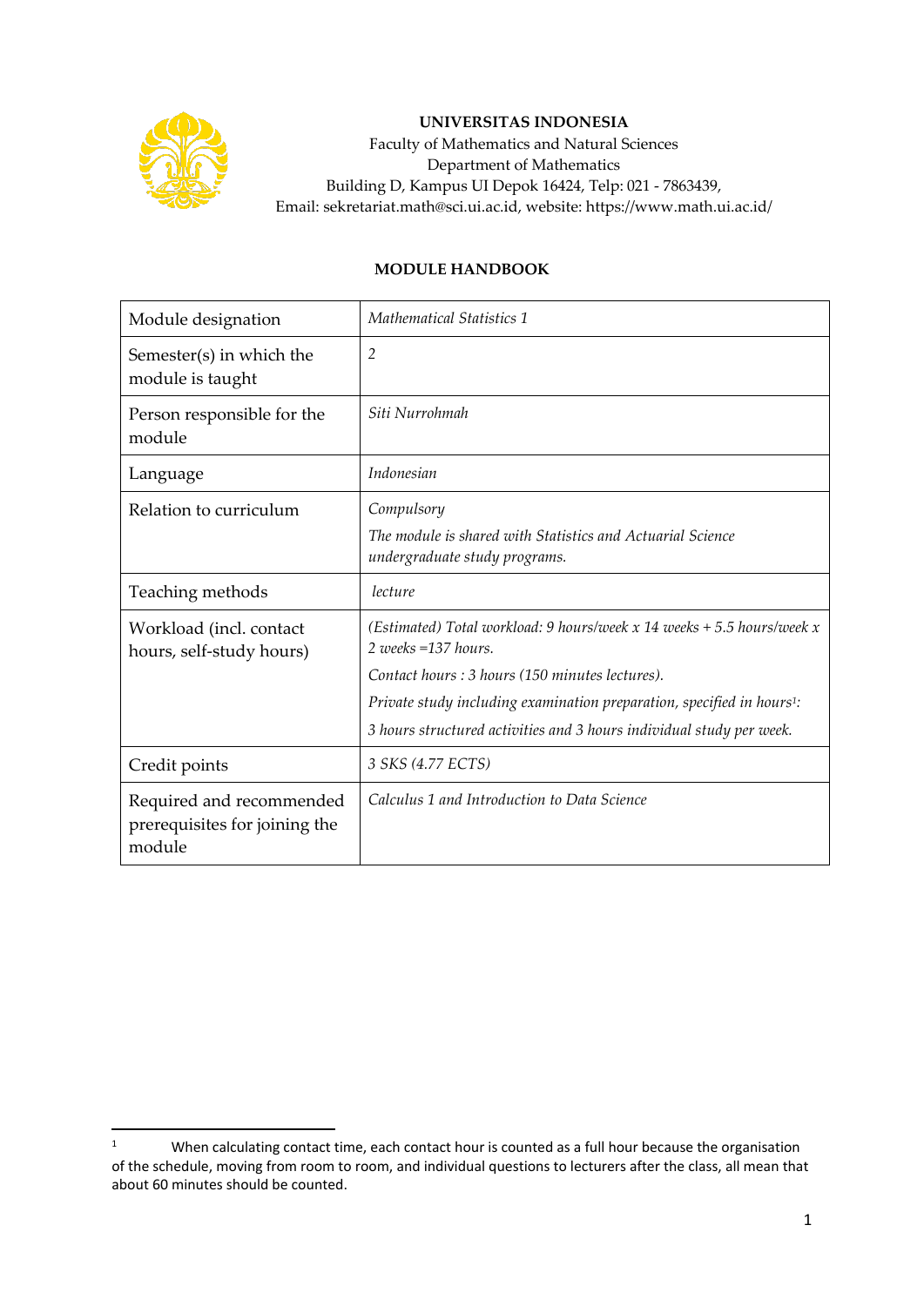**UNIVERSITAS INDONESIA**
Faculty of Mathematics and Natural Sciences
Department of Mathematics
Building D, Kampus UI Depok 16424, Telp: 021 - 7863439,
Email: sekretariat.math@sci.ui.ac.id, website: https://www.math.ui.ac.id/

## MODULE HANDBOOK

| Module designation | *Mathematical Statistics 1* |
|---|---|
| Semester(s) in which the module is taught | *2* |
| Person responsible for the module | *Siti Nurrohmah* |
| Language | *Indonesian* |
| Relation to curriculum | *Compulsory*<br>*The module is shared with Statistics and Actuarial Science undergraduate study programs.* |
| Teaching methods | *lecture* |
| Workload (incl. contact hours, self-study hours) | *(Estimated) Total workload: 9 hours/week x 14 weeks + 5.5 hours/week x 2 weeks =137 hours.*<br>*Contact hours : 3 hours (150 minutes lectures).*<br>*Private study including examination preparation, specified in hours[1]:*<br>*3 hours structured activities and 3 hours individual study per week.* |
| Credit points | *3 SKS (4.77 ECTS)* |
| Required and recommended prerequisites for joining the module | *Calculus 1 and Introduction to Data Science* |

[1] When calculating contact time, each contact hour is counted as a full hour because the organisation of the schedule, moving from room to room, and individual questions to lecturers after the class, all mean that about 60 minutes should be counted.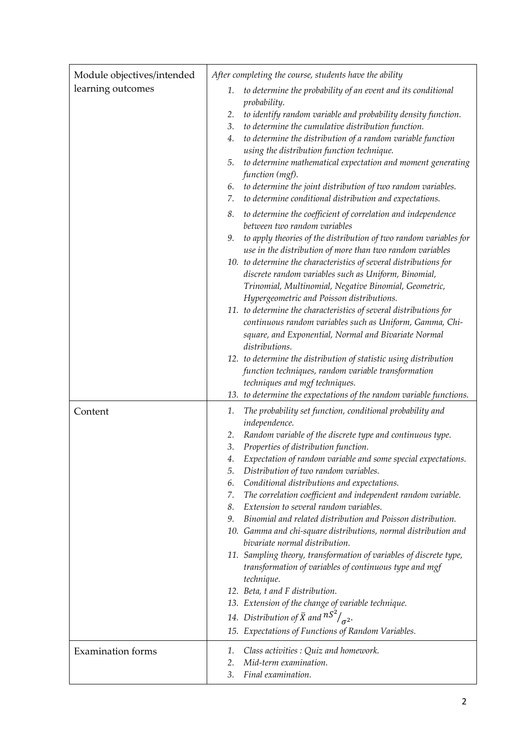| | |
|---|---|
| Module objectives/intended learning outcomes | *After completing the course, students have the ability*<br>1. *to determine the probability of an event and its conditional probability.*<br>2. *to identify random variable and probability density function.*<br>3. *to determine the cumulative distribution function.*<br>4. *to determine the distribution of a random variable function using the distribution function technique.*<br>5. *to determine mathematical expectation and moment generating function (mgf).*<br>6. *to determine the joint distribution of two random variables.*<br>7. *to determine conditional distribution and expectations.*<br>8. *to determine the coefficient of correlation and independence between two random variables*<br>9. *to apply theories of the distribution of two random variables for use in the distribution of more than two random variables*<br>10. *to determine the characteristics of several distributions for discrete random variables such as Uniform, Binomial, Trinomial, Multinomial, Negative Binomial, Geometric, Hypergeometric and Poisson distributions.*<br>11. *to determine the characteristics of several distributions for continuous random variables such as Uniform, Gamma, Chi-square, and Exponential, Normal and Bivariate Normal distributions.*<br>12. *to determine the distribution of statistic using distribution function techniques, random variable transformation techniques and mgf techniques.*<br>13. *to determine the expectations of the random variable functions.* |
| Content | 1. *The probability set function, conditional probability and independence.*<br>2. *Random variable of the discrete type and continuous type.*<br>3. *Properties of distribution function.*<br>4. *Expectation of random variable and some special expectations.*<br>5. *Distribution of two random variables.*<br>6. *Conditional distributions and expectations.*<br>7. *The correlation coefficient and independent random variable.*<br>8. *Extension to several random variables.*<br>9. *Binomial and related distribution and Poisson distribution.*<br>10. *Gamma and chi-square distributions, normal distribution and bivariate normal distribution.*<br>11. *Sampling theory, transformation of variables of discrete type, transformation of variables of continuous type and mgf technique.*<br>12. *Beta, t and F distribution.*<br>13. *Extension of the change of variable technique.*<br>14. *Distribution of* $\bar{X}$ *and* $nS^2/\sigma^2$*.*<br>15. *Expectations of Functions of Random Variables.* |
| Examination forms | 1. *Class activities : Quiz and homework.*<br>2. *Mid-term examination.*<br>3. *Final examination.* |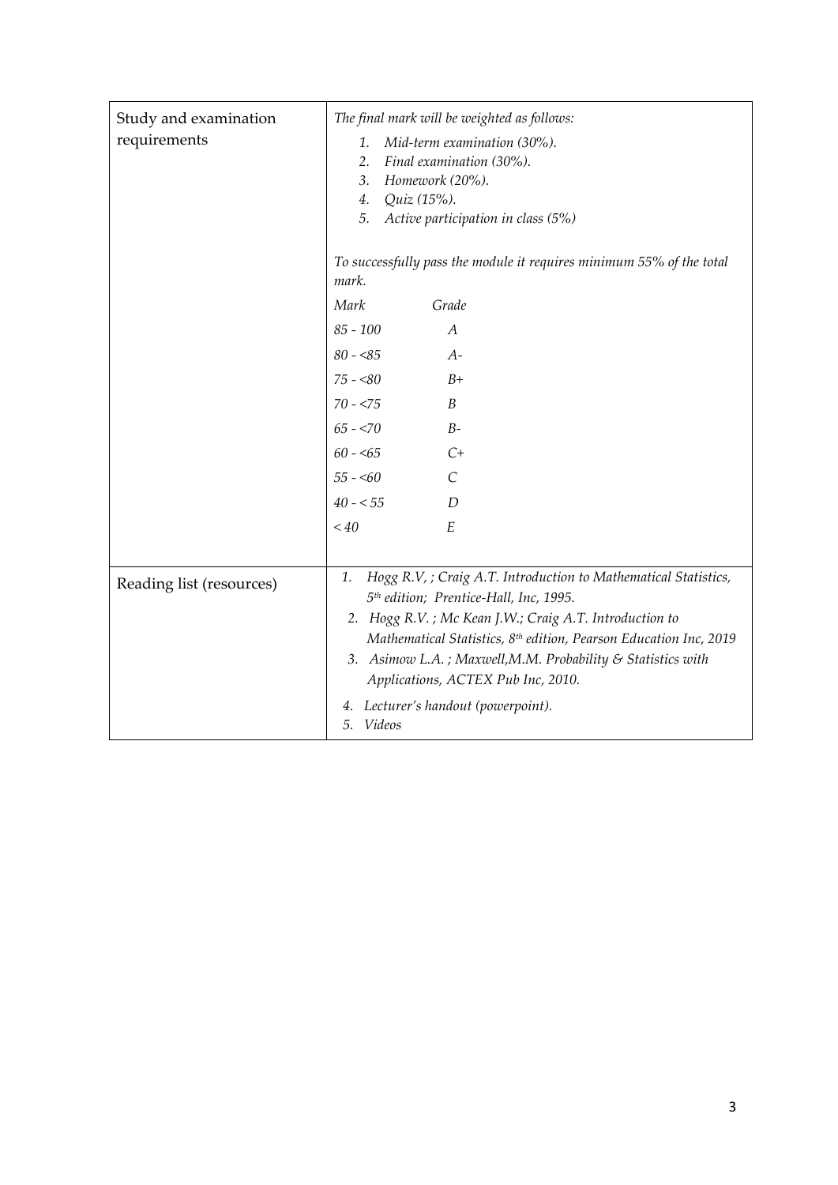| | |
|---|---|
| Study and examination requirements | *The final mark will be weighted as follows:*<br>1. *Mid-term examination (30%).*<br>2. *Final examination (30%).*<br>3. *Homework (20%).*<br>4. *Quiz (15%).*<br>5. *Active participation in class (5%)*<br><br>*To successfully pass the module it requires minimum 55% of the total mark.*<br><br>*Mark* — *Grade*<br>*85 - 100* — *A*<br>*80 - <85* — *A-*<br>*75 - <80* — *B+*<br>*70 - <75* — *B*<br>*65 - <70* — *B-*<br>*60 - <65* — *C+*<br>*55 - <60* — *C*<br>*40 - < 55* — *D*<br>*< 40* — *E* |
| Reading list (resources) | 1. *Hogg R.V, ; Craig A.T. Introduction to Mathematical Statistics, 5th edition; Prentice-Hall, Inc, 1995.*<br>2. *Hogg R.V. ; Mc Kean J.W.; Craig A.T. Introduction to Mathematical Statistics, 8th edition, Pearson Education Inc, 2019*<br>3. *Asimow L.A. ; Maxwell,M.M. Probability & Statistics with Applications, ACTEX Pub Inc, 2010.*<br>4. *Lecturer's handout (powerpoint).*<br>5. *Videos* |